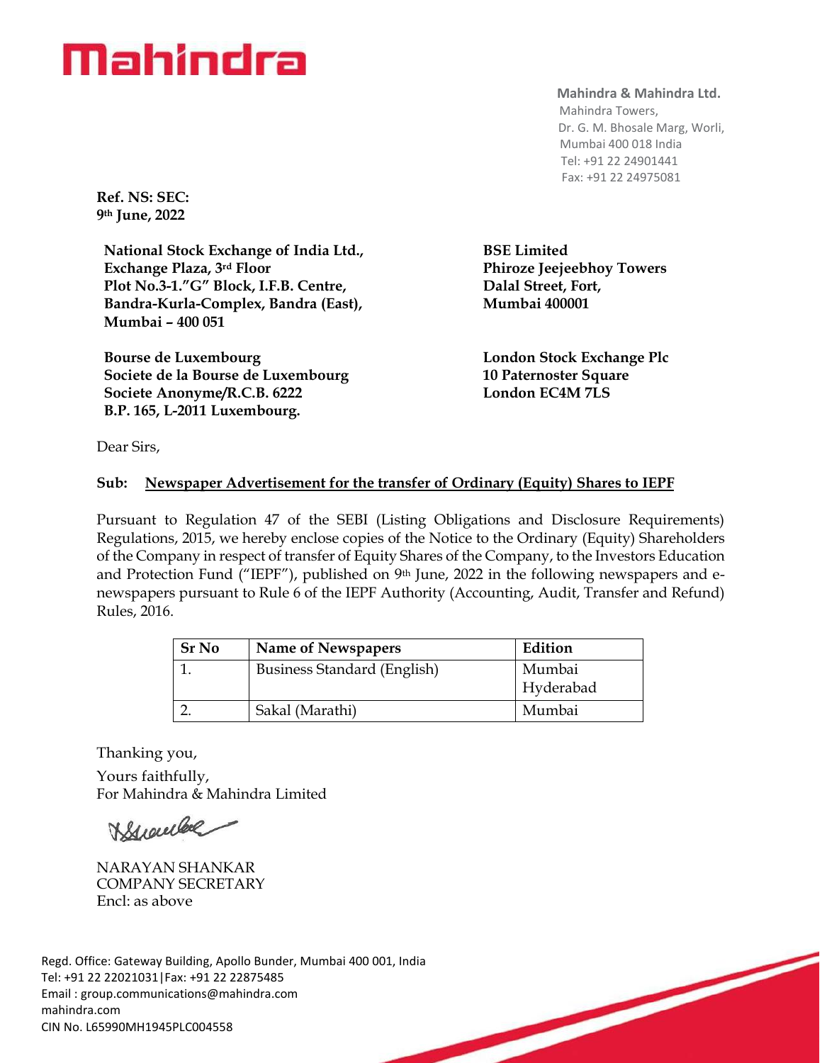# Mahindra

**Mahindra & Mahindra Ltd.**
Mahindra Towers,
Dr. G. M. Bhosale Marg, Worli,
Mumbai 400 018 India
Tel: +91 22 24901441
Fax: +91 22 24975081

**Ref. NS: SEC:**
**9th June, 2022**

**National Stock Exchange of India Ltd.,**
**Exchange Plaza, 3rd Floor**
**Plot No.3-1."G" Block, I.F.B. Centre,**
**Bandra-Kurla-Complex, Bandra (East),**
**Mumbai – 400 051**

**BSE Limited**
**Phiroze Jeejeebhoy Towers**
**Dalal Street, Fort,**
**Mumbai 400001**

**Bourse de Luxembourg**
**Societe de la Bourse de Luxembourg**
**Societe Anonyme/R.C.B. 6222**
**B.P. 165, L-2011 Luxembourg.**

**London Stock Exchange Plc**
**10 Paternoster Square**
**London EC4M 7LS**

Dear Sirs,

**Sub: Newspaper Advertisement for the transfer of Ordinary (Equity) Shares to IEPF**

Pursuant to Regulation 47 of the SEBI (Listing Obligations and Disclosure Requirements) Regulations, 2015, we hereby enclose copies of the Notice to the Ordinary (Equity) Shareholders of the Company in respect of transfer of Equity Shares of the Company, to the Investors Education and Protection Fund ("IEPF"), published on 9th June, 2022 in the following newspapers and e-newspapers pursuant to Rule 6 of the IEPF Authority (Accounting, Audit, Transfer and Refund) Rules, 2016.

| Sr No | Name of Newspapers | Edition |
|---|---|---|
| 1. | Business Standard (English) | Mumbai<br>Hyderabad |
| 2. | Sakal (Marathi) | Mumbai |

Thanking you,

Yours faithfully,
For Mahindra & Mahindra Limited

NARAYAN SHANKAR
COMPANY SECRETARY
Encl: as above

Regd. Office: Gateway Building, Apollo Bunder, Mumbai 400 001, India
Tel: +91 22 22021031|Fax: +91 22 22875485
Email : group.communications@mahindra.com
mahindra.com
CIN No. L65990MH1945PLC004558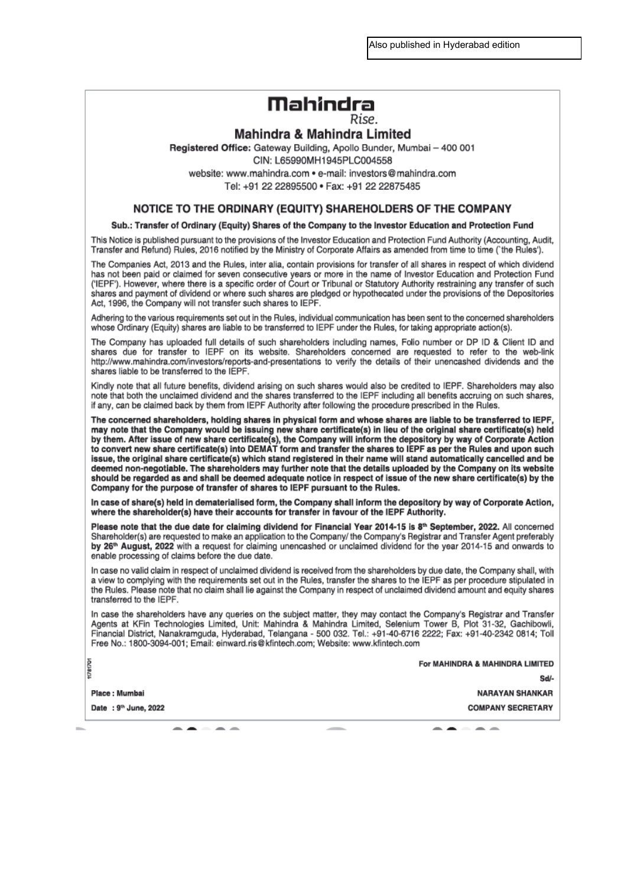Also published in Hyderabad edition

# Mahindra

*Rise.*

## Mahindra & Mahindra Limited

**Registered Office:** Gateway Building, Apollo Bunder, Mumbai – 400 001

CIN: L65990MH1945PLC004558

website: www.mahindra.com • e-mail: investors@mahindra.com

Tel: +91 22 22895500 • Fax: +91 22 22875485

### NOTICE TO THE ORDINARY (EQUITY) SHAREHOLDERS OF THE COMPANY

**Sub.: Transfer of Ordinary (Equity) Shares of the Company to the Investor Education and Protection Fund**

This Notice is published pursuant to the provisions of the Investor Education and Protection Fund Authority (Accounting, Audit, Transfer and Refund) Rules, 2016 notified by the Ministry of Corporate Affairs as amended from time to time (`the Rules').

The Companies Act, 2013 and the Rules, inter alia, contain provisions for transfer of all shares in respect of which dividend has not been paid or claimed for seven consecutive years or more in the name of Investor Education and Protection Fund ('IEPF'). However, where there is a specific order of Court or Tribunal or Statutory Authority restraining any transfer of such shares and payment of dividend or where such shares are pledged or hypothecated under the provisions of the Depositories Act, 1996, the Company will not transfer such shares to IEPF.

Adhering to the various requirements set out in the Rules, individual communication has been sent to the concerned shareholders whose Ordinary (Equity) shares are liable to be transferred to IEPF under the Rules, for taking appropriate action(s).

The Company has uploaded full details of such shareholders including names, Folio number or DP ID & Client ID and shares due for transfer to IEPF on its website. Shareholders concerned are requested to refer to the web-link http://www.mahindra.com/investors/reports-and-presentations to verify the details of their unencashed dividends and the shares liable to be transferred to the IEPF.

Kindly note that all future benefits, dividend arising on such shares would also be credited to IEPF. Shareholders may also note that both the unclaimed dividend and the shares transferred to the IEPF including all benefits accruing on such shares, if any, can be claimed back by them from IEPF Authority after following the procedure prescribed in the Rules.

**The concerned shareholders, holding shares in physical form and whose shares are liable to be transferred to IEPF, may note that the Company would be issuing new share certificate(s) in lieu of the original share certificate(s) held by them. After issue of new share certificate(s), the Company will inform the depository by way of Corporate Action to convert new share certificate(s) into DEMAT form and transfer the shares to IEPF as per the Rules and upon such issue, the original share certificate(s) which stand registered in their name will stand automatically cancelled and be deemed non-negotiable. The shareholders may further note that the details uploaded by the Company on its website should be regarded as and shall be deemed adequate notice in respect of issue of the new share certificate(s) by the Company for the purpose of transfer of shares to IEPF pursuant to the Rules.**

**In case of share(s) held in dematerialised form, the Company shall inform the depository by way of Corporate Action, where the shareholder(s) have their accounts for transfer in favour of the IEPF Authority.**

**Please note that the due date for claiming dividend for Financial Year 2014-15 is 8th September, 2022.** All concerned Shareholder(s) are requested to make an application to the Company/ the Company's Registrar and Transfer Agent preferably **by 26th August, 2022** with a request for claiming unencashed or unclaimed dividend for the year 2014-15 and onwards to enable processing of claims before the due date.

In case no valid claim in respect of unclaimed dividend is received from the shareholders by due date, the Company shall, with a view to complying with the requirements set out in the Rules, transfer the shares to the IEPF as per procedure stipulated in the Rules. Please note that no claim shall lie against the Company in respect of unclaimed dividend amount and equity shares transferred to the IEPF.

In case the shareholders have any queries on the subject matter, they may contact the Company's Registrar and Transfer Agents at KFin Technologies Limited, Unit: Mahindra & Mahindra Limited, Selenium Tower B, Plot 31-32, Gachibowli, Financial District, Nanakramguda, Hyderabad, Telangana - 500 032. Tel.: +91-40-6716 2222; Fax: +91-40-2342 0814; Toll Free No.: 1800-3094-001; Email: einward.ris@kfintech.com; Website: www.kfintech.com

For MAHINDRA & MAHINDRA LIMITED

Sd/-

NARAYAN SHANKAR

COMPANY SECRETARY

Place : Mumbai

Date : 9th June, 2022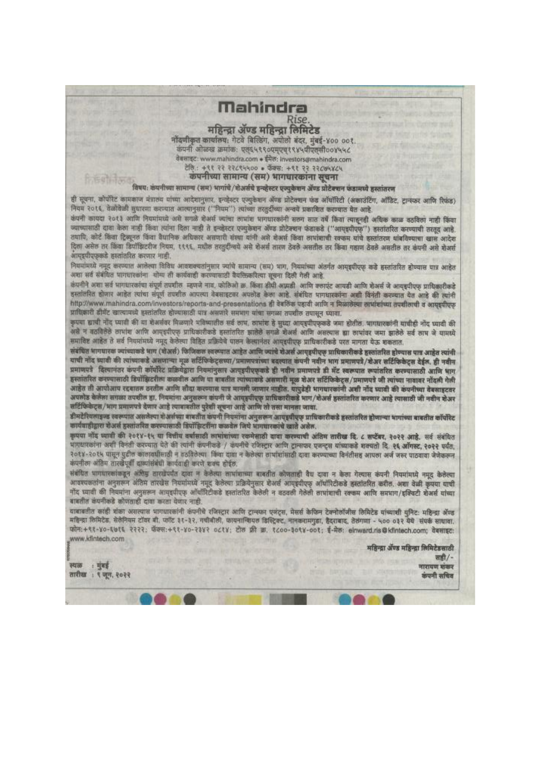# Mahindra

Rise.

## महिन्द्रा ॲण्ड महिन्द्रा लिमिटेड

नोंदणीकृत कार्यालय: गेटवे बिल्डिंग, अपोलो बंदर, मुंबई-४०० ००१.

कंपनी ओळख क्रमांक: एल६५९९०एमएच१९४५पीएलसी००४५५८

वेबसाइट: www.mahindra.com • ईमेल: investors@mahindra.com

टेलि.: +९१ २२ २२८९५५०० • फॅक्स: +९१ २२ २२८७५४८५

### कंपनीच्या सामान्य (सम) भागधारकांना सूचना

**विषय: कंपनीच्या सामान्य (सम) भागांचे/शेअर्सचे इन्व्हेस्टर एज्युकेशन ॲण्ड प्रोटेक्शन फंडामध्ये हस्तांतरण**

ही सूचना, कॉर्पोरेट कामकाज मंत्रालय यांच्या आदेशानुसार, इन्व्हेस्टर एज्युकेशन ॲण्ड प्रोटेक्शन फंड ऑथॉरिटी (अकाउंटिंग, ऑडिट, ट्रान्सफर आणि रिफंड) नियम २०१६, वेळोवेळी सुधारणा करण्यात आल्यानुसार ("नियम") त्यांच्या तरतुदींच्या अन्वये प्रकाशित करण्यात येत आहे.

कंपनी कायदा २०१३ आणि नियमांमध्ये असे सगळे शेअर्स ज्यांचा लाभांश भागधारकांनी सलग सात वर्षे किंवा त्याहूनही अधिक काळ वठविला नाही किंवा ज्याच्यासाठी दावा केला नाही किंवा त्यांना दिला नाही ते इन्व्हेस्टर एज्युकेशन ॲण्ड प्रोटेक्शन फंडाकडे ("आयइपीएफ") हस्तांतरित करण्याची तरतूद आहे. तथापि, कोर्ट किंवा ट्रिब्युनल किंवा वैधानिक अधिकार असणारी संस्था यांनी असे शेअर्स किंवा लाभांशाची रक्कम यांचे हस्तांतरण थांबविण्याचा खास आदेश दिला असेल तर किंवा डिपॉझिटरीज नियम, १९९६, मधील तरतुदींन्वये असे शेअर्स तारण ठेवले असतील तर किंवा गहाण ठेवले असतील तर कंपनी असे शेअर्स आयइपीएफकडे हस्तांतरित करणार नाही.

नियमांमध्ये नमूद करण्यात आलेल्या विविध आवश्यकतांनुसार ज्यांचे सामान्य (सम) भाग, नियमांच्या अंतर्गत आयइपीएफ कडे हस्तांतरित होण्यास पात्र आहेत अशा सर्व संबंधित भागधारकांना योग्य ती कार्यवाही करण्यासाठी वैयक्तिकरित्या सूचना दिली गेली आहे.

कंपनीने अशा सर्व भागधारकांचा संपूर्ण तपशील म्हणजे नाव, फोलिओ क्र. किंवा डीपी आयडी आणि क्लाएंट आयडी आणि शेअर्स जे आयइपीएफ प्राधिकारीकडे हस्तांतरित होणार आहेत त्यांचा संपूर्ण तपशील आपल्या वेबसाइटवर अपलोड केला आहे. संबंधित भागधारकांना अशी विनंती करण्यात येत आहे की त्यांनी http://www.mahindra.com/investors/reports-and-presentations ही वेबलिंक पहावी आणि न मिळालेल्या लाभांशांच्या तपशीलाची व आयइपीएफ प्राधिकारी डीमॅट खात्यामध्ये हस्तांतरित होण्यासाठी पात्र असणारे समभाग यांचा सगळा तपशील तपासून घ्यावा.

कृपया याची नोंद घ्यावी की या शेअर्सवर मिळणारे भविष्यातील सर्व लाभ, लाभांश हे सुद्धा आयइपीएफकडे जमा होतील. भागधारकांनी याचीही नोंद घ्यावी की असे न वठविलेले लाभांश आणि आयइपीएफ प्राधिकारीकडे हस्तांतरित झालेले सगळे शेअर्स आणि असल्यास ह्या लाभांवर जमा झालेले सर्व लाभ जे यामध्ये समाविष्ट आहेत ते सर्व नियमांमध्ये नमूद केलेल्या विहित प्रक्रियेचे पालन केल्यानंतर आयइपीएफ प्राधिकारीकडे परत मागता येऊ शकतात.

संबंधित भागधारक ज्यांच्याकडे भाग (शेअर्स) फिजिकल स्वरूपात आहेत आणि ज्यांचे शेअर्स आयइपीएफ प्राधिकारीकडे हस्तांतरित होण्यास पात्र आहेत त्यांनी याची नोंद घ्यावी की त्यांच्याकडे असणाऱ्या मूळ सर्टिफिकेट्सच्या/प्रमाणपत्रांच्या बदल्यात कंपनी नवीन भाग प्रमाणपत्रे/शेअर सर्टिफिकेट्स देईल. ही नवीन प्रमाणपत्रे दिल्यानंतर कंपनी कॉर्पोरेट प्रक्रियेद्वारा नियमानुसार आयइपीएफकडे ही नवीन प्रमाणपत्रे डी मॅट स्वरूपात रूपांतरित करण्यासाठी आणि भाग हस्तांतरित करण्यासाठी डिपॉझिटरीज कळवील आणि या बाबतीत त्यांच्याकडे असणारी मूळ शेअर सर्टिफिकेट्स/प्रमाणपत्रे जी त्यांच्या नावावर नोंदली गेली आहेत ती आपोआप रद्दबातल ठरतील आणि सौदा करण्यास पात्र मानली जाणार नाहीत. यापुढेही भागधारकांनी अशी नोंद घ्यावी की कंपनीच्या वेबसाइटवर अपलोड केलेला सगळा तपशील हा, नियमांना अनुसरून कंपनी जे आयइपीएफ प्राधिकारीकडे भाग/शेअर्स हस्तांतरित करणार आहे त्यासाठी जी नवीन शेअर सर्टिफिकेट्स/भाग प्रमाणपत्रे देणार आहे त्याबाबतीत पुरेशी सूचना आहे आणि तो तसा मानला जावा.

डीमटेरियलाइज्ड स्वरूपात असलेल्या शेअर्सच्या बाबतीत कंपनी नियमांना अनुसरून आयइपीएफ प्राधिकारीकडे हस्तांतरित होणाऱ्या भागांच्या बाबतीत कॉर्पोरेट कार्यवाहीद्वारा शेअर्स हस्तांतरित करण्यासाठी डिपॉझिटरींना कळवेल जिथे भागधारकांचे खाते असेल.

कृपया नोंद घ्यावी की २०१४-१५ या वित्तीय वर्षासाठी लाभांशांच्या रकमेसाठी दावा करण्याची अंतिम तारीख दि. ८ सप्टेंबर, २०२२ आहे. सर्व संबंधित भागधारकांना अशी विनंती करण्यात येते की त्यांनी कंपनीकडे / कंपनीचे रजिस्ट्रार आणि ट्रान्सफर एजन्ट्स यांच्याकडे शक्यतो दि. **२६ ऑगस्ट, २०२२** पर्यंत, २०१४-२०१५ पासून पुढील कालावधीसाठी न वठविलेल्या किंवा दावा न केलेल्या लाभांशासाठी दावा करण्याच्या विनंतीसह आपला अर्ज जरूर पाठवावा जेणेकरून कंपनीला अंतिम तारखेपूर्वी दाव्यांसंबंधी कार्यवाही करणे शक्य होईल.

संबंधित भागधारकांकडून अंतिम तारखेपर्यंत दावा न केलेल्या लाभांशाच्या बाबतीत कोणताही वैध दावा न केला गेल्यास कंपनी नियमांमध्ये नमूद केलेल्या आवश्यकतांना अनुसरून अंतिम तारखेस नियमांमध्ये नमूद केलेल्या प्रक्रियेनुसार शेअर्स आयइपीएफ ऑथॉरिटीकडे हस्तांतरित करील. अशा वेळी कृपया याची नोंद घ्यावी की नियमांना अनुसरून आयइपीएफ ऑथॉरिटीकडे हस्तांतरित केलेली न वठवली गेलेली लाभांशाची रक्कम आणि समभाग/इक्विटी शेअर्स यांच्या बाबतीत कंपनीकडे कोणताही दावा करता येणार नाही.

याबाबतीत काही शंका असल्यास भागधारकांनी कंपनीचे रजिस्ट्रार आणि ट्रान्सफर एजंट्स, मेसर्स केफिन टेक्नोलॉजीस लिमिटेड यांच्याशी युनिट: महिन्द्रा ॲण्ड महिन्द्रा लिमिटेड, सेलेनियम टॉवर बी, प्लॉट ३१-३२, गचीबौली, फायनान्शियल डिस्ट्रिक्ट, नानकरामगुडा, हैदराबाद, तेलंगणा - ५०० ०३२ येथे संपर्क साधावा. फोन:+९१-४०-६७१६ २२२२; फॅक्स:+९१-४०-२३४२ ०८१४; टोल फ्री क्र. १८००-३०९४-००१; ई-मेल: einward.ris@kfintech.com; वेबसाइट: www.kfintech.com

महिन्द्रा ॲण्ड महिन्द्रा लिमिटेडसाठी

सही/-

नारायण शंकर

कंपनी सचिव

स्थळ : मुंबई

तारीख : ९ जून, २०२२